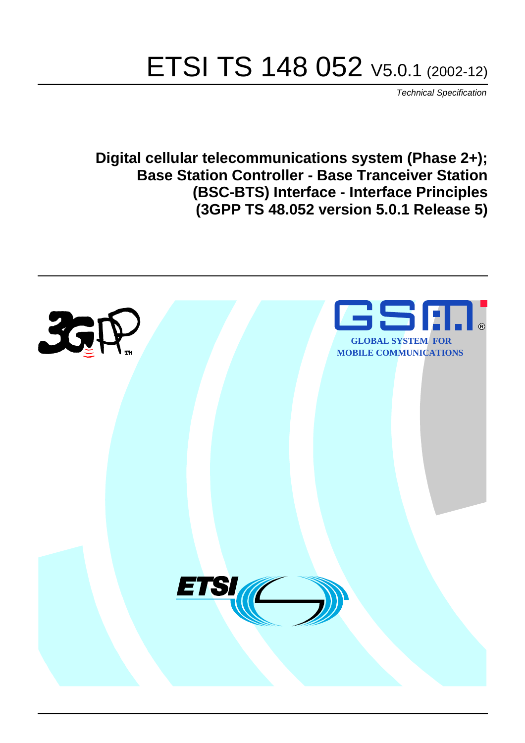# ETSI TS 148 052 V5.0.1 (2002-12)

*Technical Specification*

**Digital cellular telecommunications system (Phase 2+); Base Station Controller - Base Tranceiver Station (BSC-BTS) Interface - Interface Principles (3GPP TS 48.052 version 5.0.1 Release 5)**

GLOBAL SYSTEM FOR MOBILE COMMUNICATIONS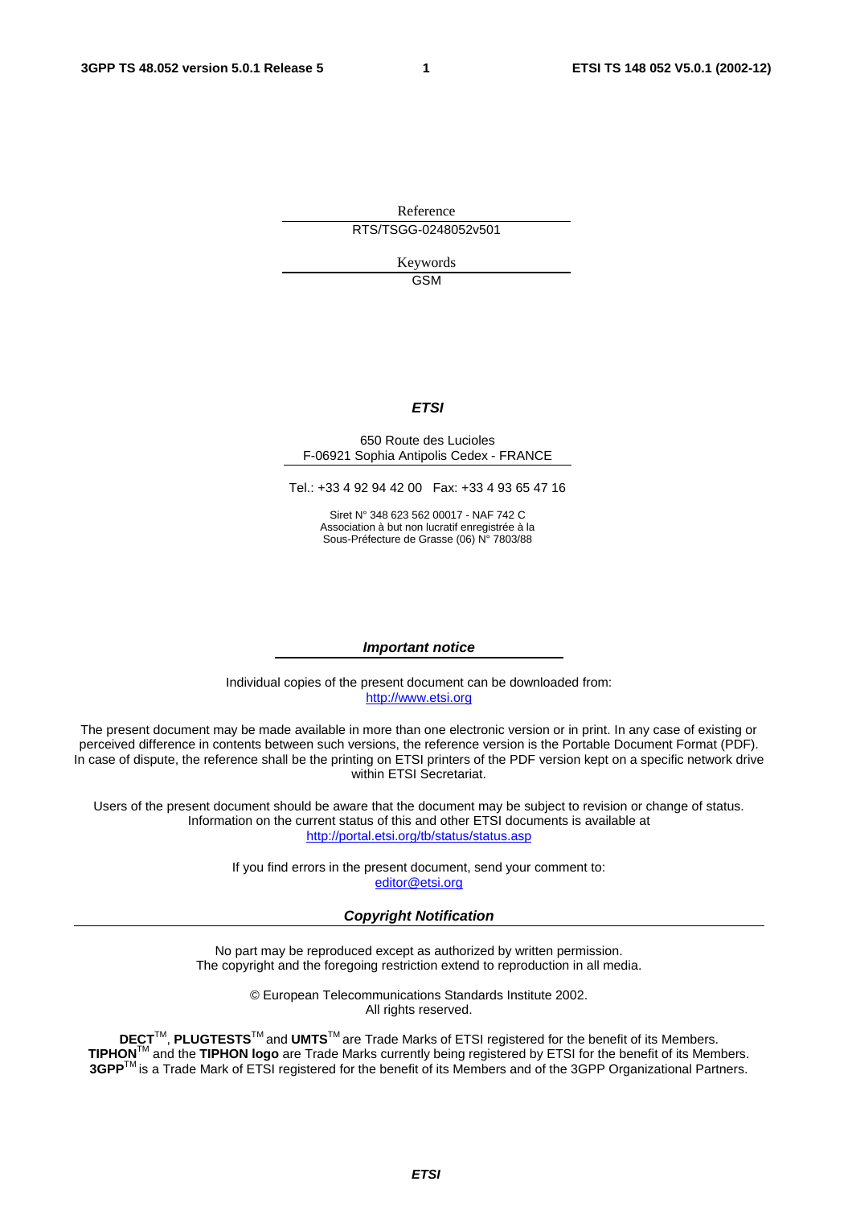Reference

RTS/TSGG-0248052v501

Keywords

GSM

***ETSI***

650 Route des Lucioles
F-06921 Sophia Antipolis Cedex - FRANCE

Tel.: +33 4 92 94 42 00 Fax: +33 4 93 65 47 16

Siret N° 348 623 562 00017 - NAF 742 C
Association à but non lucratif enregistrée à la
Sous-Préfecture de Grasse (06) N° 7803/88

***Important notice***

Individual copies of the present document can be downloaded from:
http://www.etsi.org

The present document may be made available in more than one electronic version or in print. In any case of existing or perceived difference in contents between such versions, the reference version is the Portable Document Format (PDF). In case of dispute, the reference shall be the printing on ETSI printers of the PDF version kept on a specific network drive within ETSI Secretariat.

Users of the present document should be aware that the document may be subject to revision or change of status. Information on the current status of this and other ETSI documents is available at
http://portal.etsi.org/tb/status/status.asp

If you find errors in the present document, send your comment to:
editor@etsi.org

***Copyright Notification***

No part may be reproduced except as authorized by written permission.
The copyright and the foregoing restriction extend to reproduction in all media.

© European Telecommunications Standards Institute 2002.
All rights reserved.

**DECT**TM, **PLUGTESTS**TM and **UMTS**TM are Trade Marks of ETSI registered for the benefit of its Members.
**TIPHON**TM and the **TIPHON logo** are Trade Marks currently being registered by ETSI for the benefit of its Members.
**3GPP**TM is a Trade Mark of ETSI registered for the benefit of its Members and of the 3GPP Organizational Partners.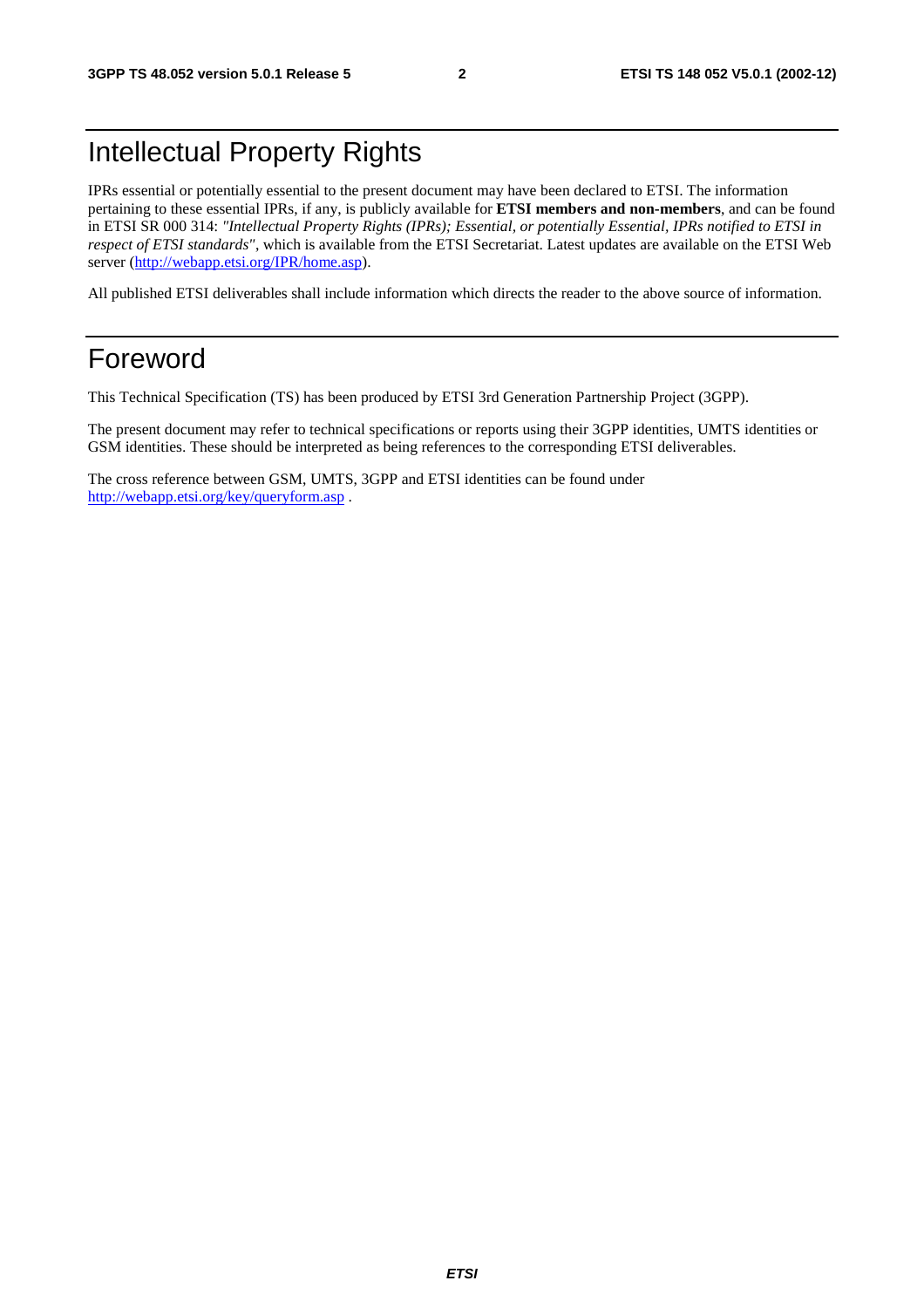# Intellectual Property Rights

IPRs essential or potentially essential to the present document may have been declared to ETSI. The information pertaining to these essential IPRs, if any, is publicly available for **ETSI members and non-members**, and can be found in ETSI SR 000 314: *"Intellectual Property Rights (IPRs); Essential, or potentially Essential, IPRs notified to ETSI in respect of ETSI standards"*, which is available from the ETSI Secretariat. Latest updates are available on the ETSI Web server (http://webapp.etsi.org/IPR/home.asp).

All published ETSI deliverables shall include information which directs the reader to the above source of information.

# Foreword

This Technical Specification (TS) has been produced by ETSI 3rd Generation Partnership Project (3GPP).

The present document may refer to technical specifications or reports using their 3GPP identities, UMTS identities or GSM identities. These should be interpreted as being references to the corresponding ETSI deliverables.

The cross reference between GSM, UMTS, 3GPP and ETSI identities can be found under http://webapp.etsi.org/key/queryform.asp .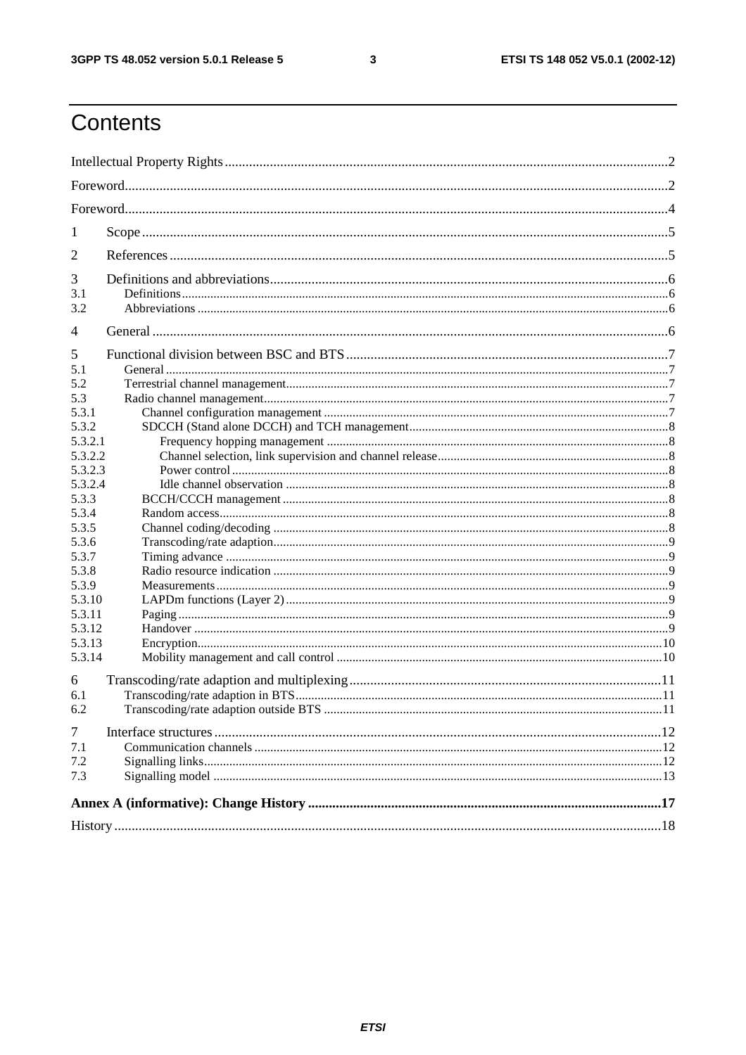# Contents

Intellectual Property Rights ....................................................................................................2

Foreword....................................................................................................................................2

Foreword....................................................................................................................................4

1 Scope ......................................................................................................................................5

2 References ..............................................................................................................................5

3 Definitions and abbreviations ...............................................................................................6
3.1 Definitions ............................................................................................................................6
3.2 Abbreviations .......................................................................................................................6

4 General ...................................................................................................................................6

5 Functional division between BSC and BTS ..........................................................................7
5.1 General ..................................................................................................................................7
5.2 Terrestrial channel management...........................................................................................7
5.3 Radio channel management...................................................................................................7
5.3.1 Channel configuration management ..................................................................................7
5.3.2 SDCCH (Stand alone DCCH) and TCH management........................................................8
5.3.2.1 Frequency hopping management ....................................................................................8
5.3.2.2 Channel selection, link supervision and channel release..................................................8
5.3.2.3 Power control ..................................................................................................................8
5.3.2.4 Idle channel observation .................................................................................................8
5.3.3 BCCH/CCCH management ................................................................................................8
5.3.4 Random access...................................................................................................................8
5.3.5 Channel coding/decoding ..................................................................................................8
5.3.6 Transcoding/rate adaption..................................................................................................9
5.3.7 Timing advance .................................................................................................................9
5.3.8 Radio resource indication ..................................................................................................9
5.3.9 Measurements....................................................................................................................9
5.3.10 LAPDm functions (Layer 2) .............................................................................................9
5.3.11 Paging ..............................................................................................................................9
5.3.12 Handover .........................................................................................................................9
5.3.13 Encryption......................................................................................................................10
5.3.14 Mobility management and call control ...........................................................................10

6 Transcoding/rate adaption and multiplexing .......................................................................11
6.1 Transcoding/rate adaption in BTS.........................................................................................11
6.2 Transcoding/rate adaption outside BTS ................................................................................11

7 Interface structures ...............................................................................................................12
7.1 Communication channels .....................................................................................................12
7.2 Signalling links.....................................................................................................................12
7.3 Signalling model ..................................................................................................................13

**Annex A (informative): Change History** ............................................................................**17**

History ....................................................................................................................................18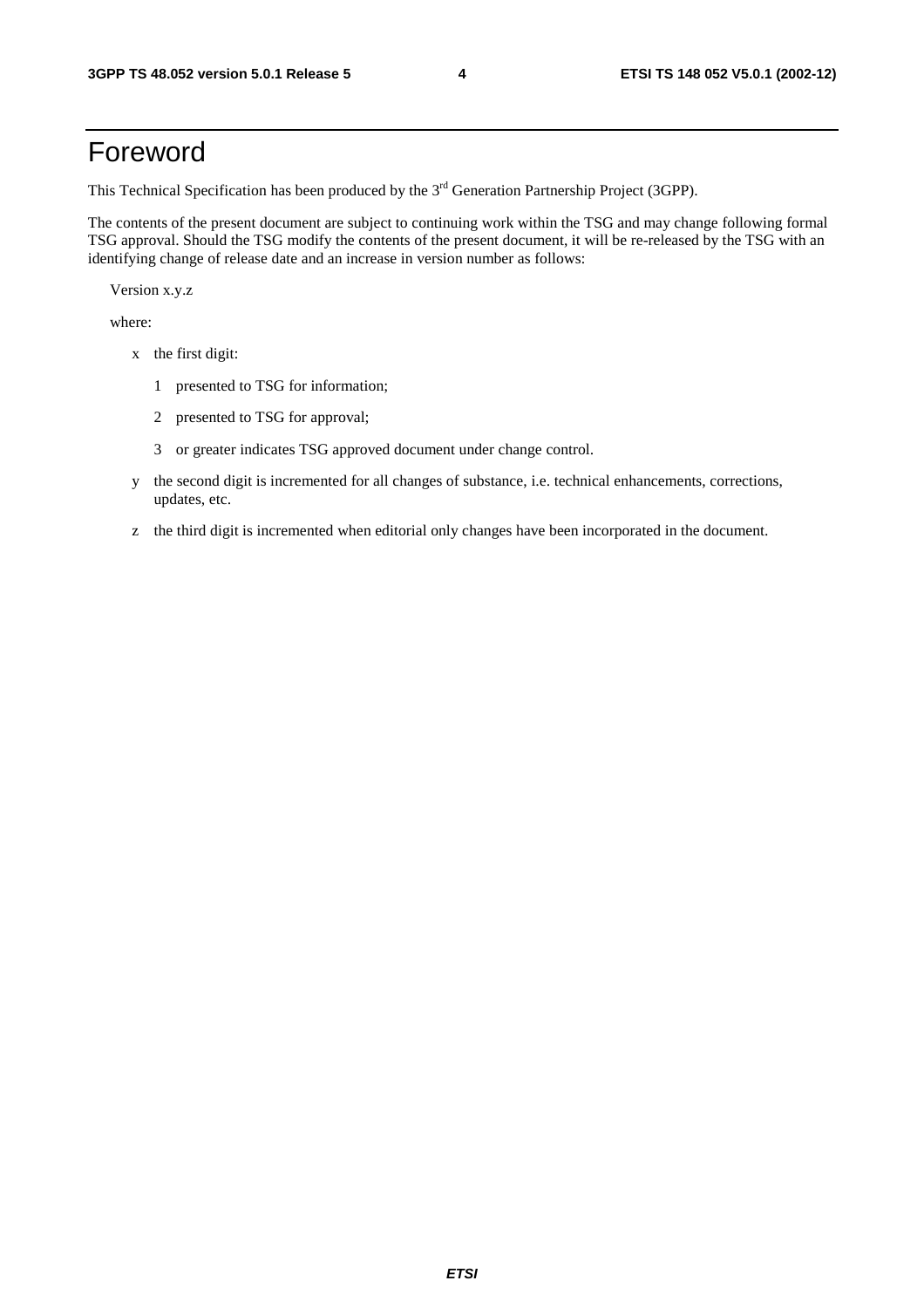# Foreword

This Technical Specification has been produced by the 3rd Generation Partnership Project (3GPP).

The contents of the present document are subject to continuing work within the TSG and may change following formal TSG approval. Should the TSG modify the contents of the present document, it will be re-released by the TSG with an identifying change of release date and an increase in version number as follows:

Version x.y.z

where:

- x the first digit:
  - 1 presented to TSG for information;
  - 2 presented to TSG for approval;
  - 3 or greater indicates TSG approved document under change control.
- y the second digit is incremented for all changes of substance, i.e. technical enhancements, corrections, updates, etc.
- z the third digit is incremented when editorial only changes have been incorporated in the document.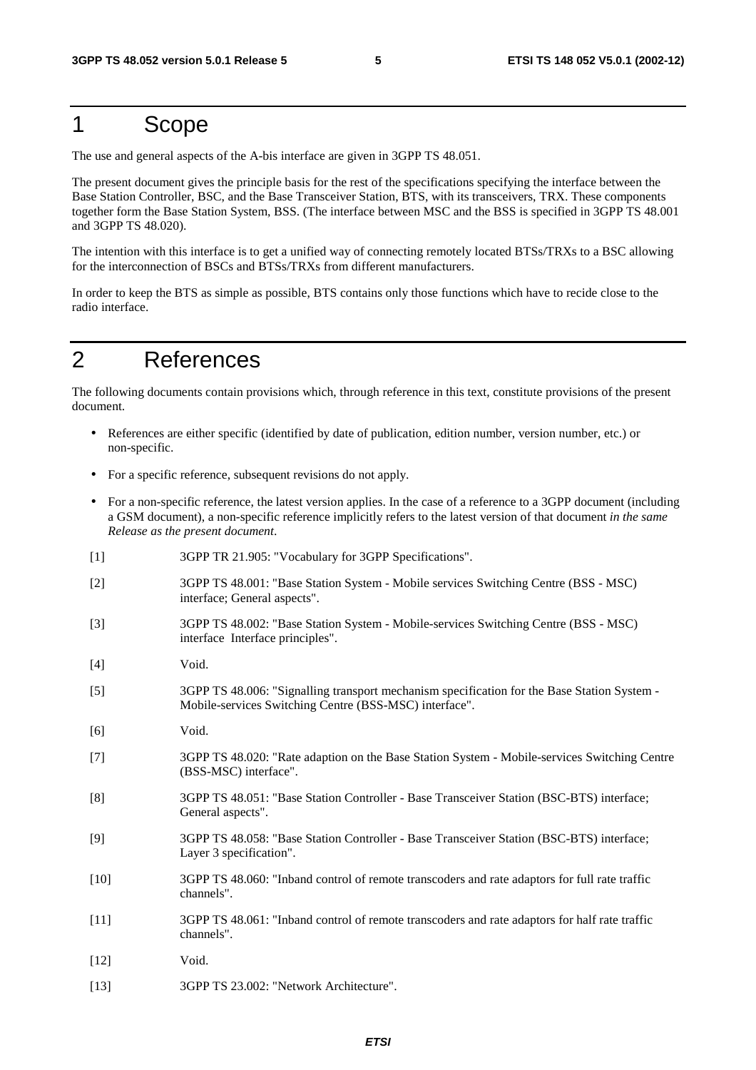# 1 Scope

The use and general aspects of the A-bis interface are given in 3GPP TS 48.051.

The present document gives the principle basis for the rest of the specifications specifying the interface between the Base Station Controller, BSC, and the Base Transceiver Station, BTS, with its transceivers, TRX. These components together form the Base Station System, BSS. (The interface between MSC and the BSS is specified in 3GPP TS 48.001 and 3GPP TS 48.020).

The intention with this interface is to get a unified way of connecting remotely located BTSs/TRXs to a BSC allowing for the interconnection of BSCs and BTSs/TRXs from different manufacturers.

In order to keep the BTS as simple as possible, BTS contains only those functions which have to recide close to the radio interface.

# 2 References

The following documents contain provisions which, through reference in this text, constitute provisions of the present document.

- References are either specific (identified by date of publication, edition number, version number, etc.) or non-specific.
- For a specific reference, subsequent revisions do not apply.
- For a non-specific reference, the latest version applies. In the case of a reference to a 3GPP document (including a GSM document), a non-specific reference implicitly refers to the latest version of that document *in the same Release as the present document*.

[1] 3GPP TR 21.905: "Vocabulary for 3GPP Specifications".

[2] 3GPP TS 48.001: "Base Station System - Mobile services Switching Centre (BSS - MSC) interface; General aspects".

[3] 3GPP TS 48.002: "Base Station System - Mobile-services Switching Centre (BSS - MSC) interface Interface principles".

[4] Void.

[5] 3GPP TS 48.006: "Signalling transport mechanism specification for the Base Station System - Mobile-services Switching Centre (BSS-MSC) interface".

[6] Void.

[7] 3GPP TS 48.020: "Rate adaption on the Base Station System - Mobile-services Switching Centre (BSS-MSC) interface".

[8] 3GPP TS 48.051: "Base Station Controller - Base Transceiver Station (BSC-BTS) interface; General aspects".

[9] 3GPP TS 48.058: "Base Station Controller - Base Transceiver Station (BSC-BTS) interface; Layer 3 specification".

[10] 3GPP TS 48.060: "Inband control of remote transcoders and rate adaptors for full rate traffic channels".

[11] 3GPP TS 48.061: "Inband control of remote transcoders and rate adaptors for half rate traffic channels".

[12] Void.

[13] 3GPP TS 23.002: "Network Architecture".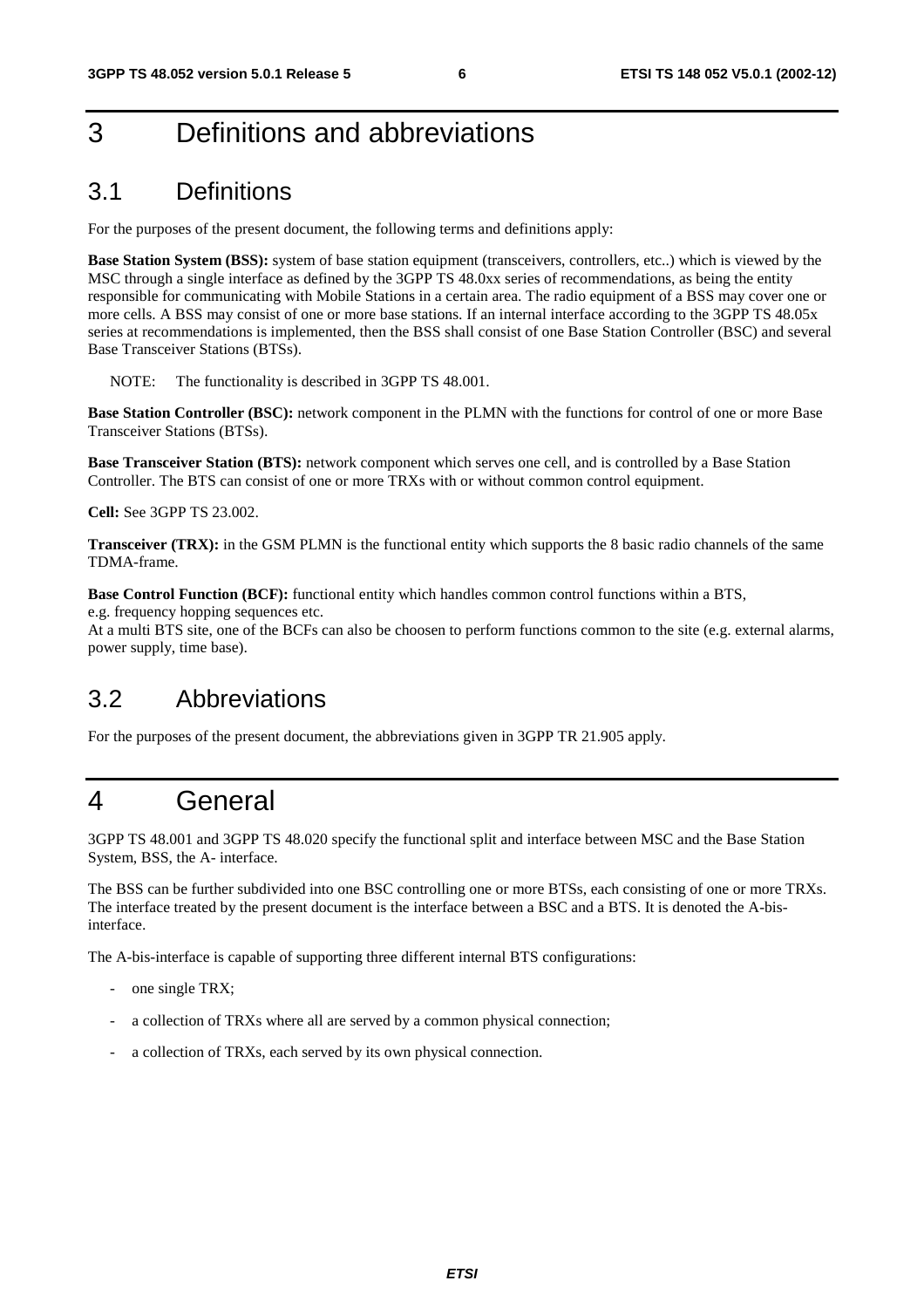# 3 Definitions and abbreviations

## 3.1 Definitions

For the purposes of the present document, the following terms and definitions apply:

**Base Station System (BSS):** system of base station equipment (transceivers, controllers, etc..) which is viewed by the MSC through a single interface as defined by the 3GPP TS 48.0xx series of recommendations, as being the entity responsible for communicating with Mobile Stations in a certain area. The radio equipment of a BSS may cover one or more cells. A BSS may consist of one or more base stations. If an internal interface according to the 3GPP TS 48.05x series at recommendations is implemented, then the BSS shall consist of one Base Station Controller (BSC) and several Base Transceiver Stations (BTSs).

NOTE: The functionality is described in 3GPP TS 48.001.

**Base Station Controller (BSC):** network component in the PLMN with the functions for control of one or more Base Transceiver Stations (BTSs).

**Base Transceiver Station (BTS):** network component which serves one cell, and is controlled by a Base Station Controller. The BTS can consist of one or more TRXs with or without common control equipment.

**Cell:** See 3GPP TS 23.002.

**Transceiver (TRX):** in the GSM PLMN is the functional entity which supports the 8 basic radio channels of the same TDMA-frame.

**Base Control Function (BCF):** functional entity which handles common control functions within a BTS, e.g. frequency hopping sequences etc.
At a multi BTS site, one of the BCFs can also be choosen to perform functions common to the site (e.g. external alarms, power supply, time base).

## 3.2 Abbreviations

For the purposes of the present document, the abbreviations given in 3GPP TR 21.905 apply.

# 4 General

3GPP TS 48.001 and 3GPP TS 48.020 specify the functional split and interface between MSC and the Base Station System, BSS, the A- interface.

The BSS can be further subdivided into one BSC controlling one or more BTSs, each consisting of one or more TRXs. The interface treated by the present document is the interface between a BSC and a BTS. It is denoted the A-bis-interface.

The A-bis-interface is capable of supporting three different internal BTS configurations:

- one single TRX;
- a collection of TRXs where all are served by a common physical connection;
- a collection of TRXs, each served by its own physical connection.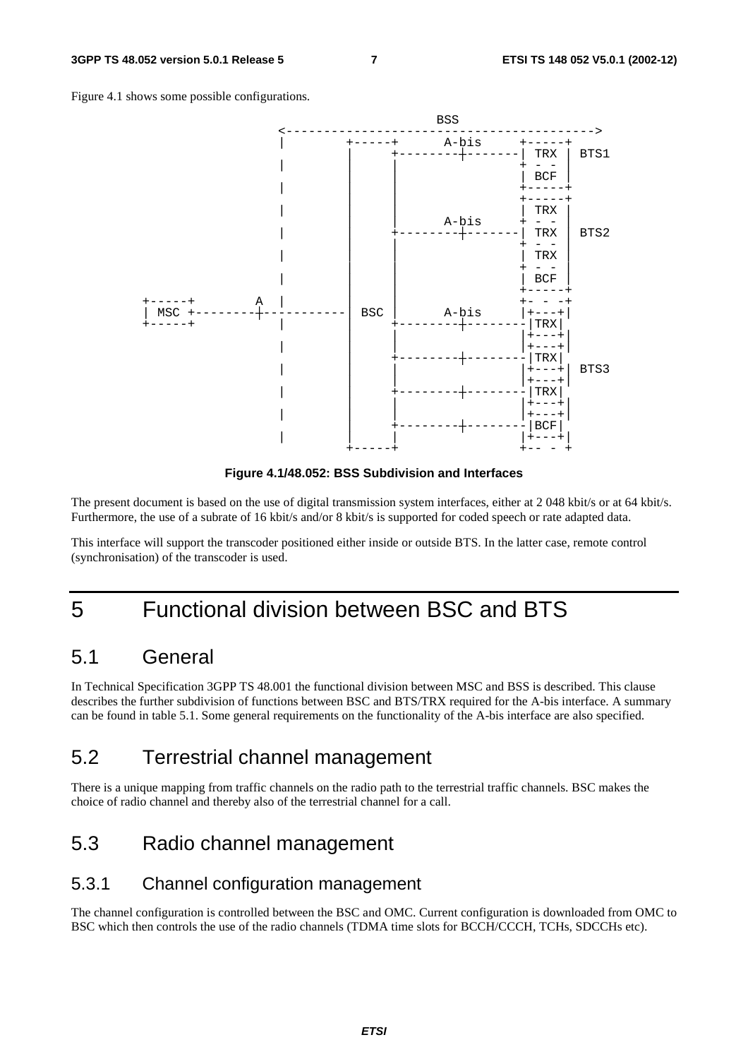Figure 4.1 shows some possible configurations.

```
                                    BSS
                 <----------------------------------------->
                 |      +-----+     A-bis     +-----+
                 |      |     +--------+------| TRX |  BTS1
                 |      |     |               + - - |
                 |      |     |               | BCF |
                 |      |     |               +-----+
                 |      |     |               +-----+
                 |      |     |               | TRX |
                 |      |     |     A-bis     + - - |
                 |      |     +--------+------| TRX |  BTS2
                 |      |     |               + - - |
                 |      |     |               | TRX |
                 |      |     |               + - - |
                 |      |     |               | BCF |
                 |      |     |               +-----+
+-----+       A  |      |     |               +- - -+
| MSC +--------+--------  BSC |     A-bis     |+---+|
+-----+          |      |     +--------+------|TRX|
                 |      |     |               |+---+|
                 |      |     |               |+---+|
                 |      |     +--------+------|TRX|
                 |      |     |               |+---+|  BTS3
                 |      |     |               |+---+|
                 |      |     +--------+------|TRX|
                 |      |     |               |+---+|
                 |      |     |               |+---+|
                 |      |     +--------+------|BCF|
                 |      |     |               |+---+|
                        +-----+               +-- - +
```

**Figure 4.1/48.052: BSS Subdivision and Interfaces**

The present document is based on the use of digital transmission system interfaces, either at 2 048 kbit/s or at 64 kbit/s. Furthermore, the use of a subrate of 16 kbit/s and/or 8 kbit/s is supported for coded speech or rate adapted data.

This interface will support the transcoder positioned either inside or outside BTS. In the latter case, remote control (synchronisation) of the transcoder is used.

# 5 Functional division between BSC and BTS

## 5.1 General

In Technical Specification 3GPP TS 48.001 the functional division between MSC and BSS is described. This clause describes the further subdivision of functions between BSC and BTS/TRX required for the A-bis interface. A summary can be found in table 5.1. Some general requirements on the functionality of the A-bis interface are also specified.

## 5.2 Terrestrial channel management

There is a unique mapping from traffic channels on the radio path to the terrestrial traffic channels. BSC makes the choice of radio channel and thereby also of the terrestrial channel for a call.

## 5.3 Radio channel management

### 5.3.1 Channel configuration management

The channel configuration is controlled between the BSC and OMC. Current configuration is downloaded from OMC to BSC which then controls the use of the radio channels (TDMA time slots for BCCH/CCCH, TCHs, SDCCHs etc).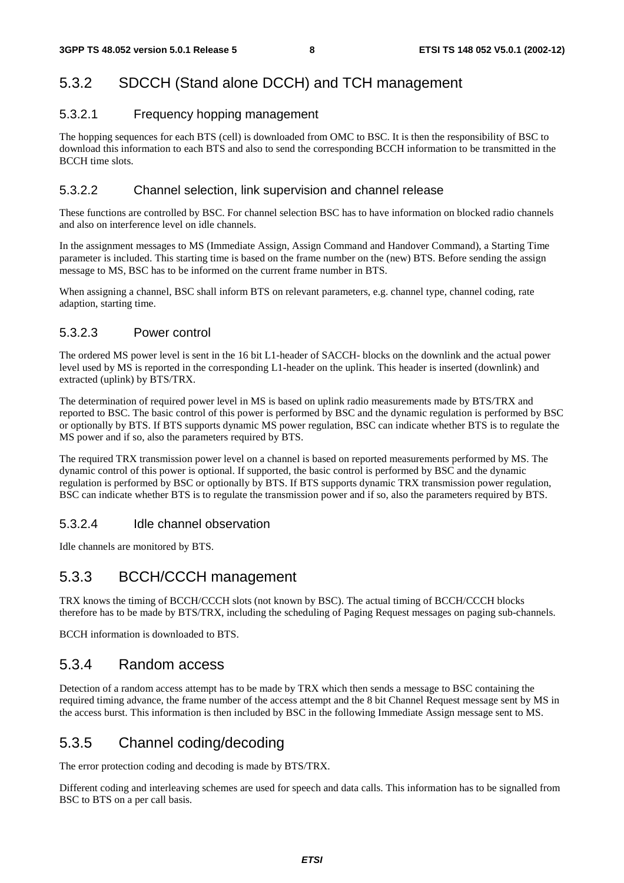### 5.3.2 SDCCH (Stand alone DCCH) and TCH management

#### 5.3.2.1 Frequency hopping management

The hopping sequences for each BTS (cell) is downloaded from OMC to BSC. It is then the responsibility of BSC to download this information to each BTS and also to send the corresponding BCCH information to be transmitted in the BCCH time slots.

#### 5.3.2.2 Channel selection, link supervision and channel release

These functions are controlled by BSC. For channel selection BSC has to have information on blocked radio channels and also on interference level on idle channels.

In the assignment messages to MS (Immediate Assign, Assign Command and Handover Command), a Starting Time parameter is included. This starting time is based on the frame number on the (new) BTS. Before sending the assign message to MS, BSC has to be informed on the current frame number in BTS.

When assigning a channel, BSC shall inform BTS on relevant parameters, e.g. channel type, channel coding, rate adaption, starting time.

#### 5.3.2.3 Power control

The ordered MS power level is sent in the 16 bit L1-header of SACCH- blocks on the downlink and the actual power level used by MS is reported in the corresponding L1-header on the uplink. This header is inserted (downlink) and extracted (uplink) by BTS/TRX.

The determination of required power level in MS is based on uplink radio measurements made by BTS/TRX and reported to BSC. The basic control of this power is performed by BSC and the dynamic regulation is performed by BSC or optionally by BTS. If BTS supports dynamic MS power regulation, BSC can indicate whether BTS is to regulate the MS power and if so, also the parameters required by BTS.

The required TRX transmission power level on a channel is based on reported measurements performed by MS. The dynamic control of this power is optional. If supported, the basic control is performed by BSC and the dynamic regulation is performed by BSC or optionally by BTS. If BTS supports dynamic TRX transmission power regulation, BSC can indicate whether BTS is to regulate the transmission power and if so, also the parameters required by BTS.

#### 5.3.2.4 Idle channel observation

Idle channels are monitored by BTS.

### 5.3.3 BCCH/CCCH management

TRX knows the timing of BCCH/CCCH slots (not known by BSC). The actual timing of BCCH/CCCH blocks therefore has to be made by BTS/TRX, including the scheduling of Paging Request messages on paging sub-channels.

BCCH information is downloaded to BTS.

### 5.3.4 Random access

Detection of a random access attempt has to be made by TRX which then sends a message to BSC containing the required timing advance, the frame number of the access attempt and the 8 bit Channel Request message sent by MS in the access burst. This information is then included by BSC in the following Immediate Assign message sent to MS.

### 5.3.5 Channel coding/decoding

The error protection coding and decoding is made by BTS/TRX.

Different coding and interleaving schemes are used for speech and data calls. This information has to be signalled from BSC to BTS on a per call basis.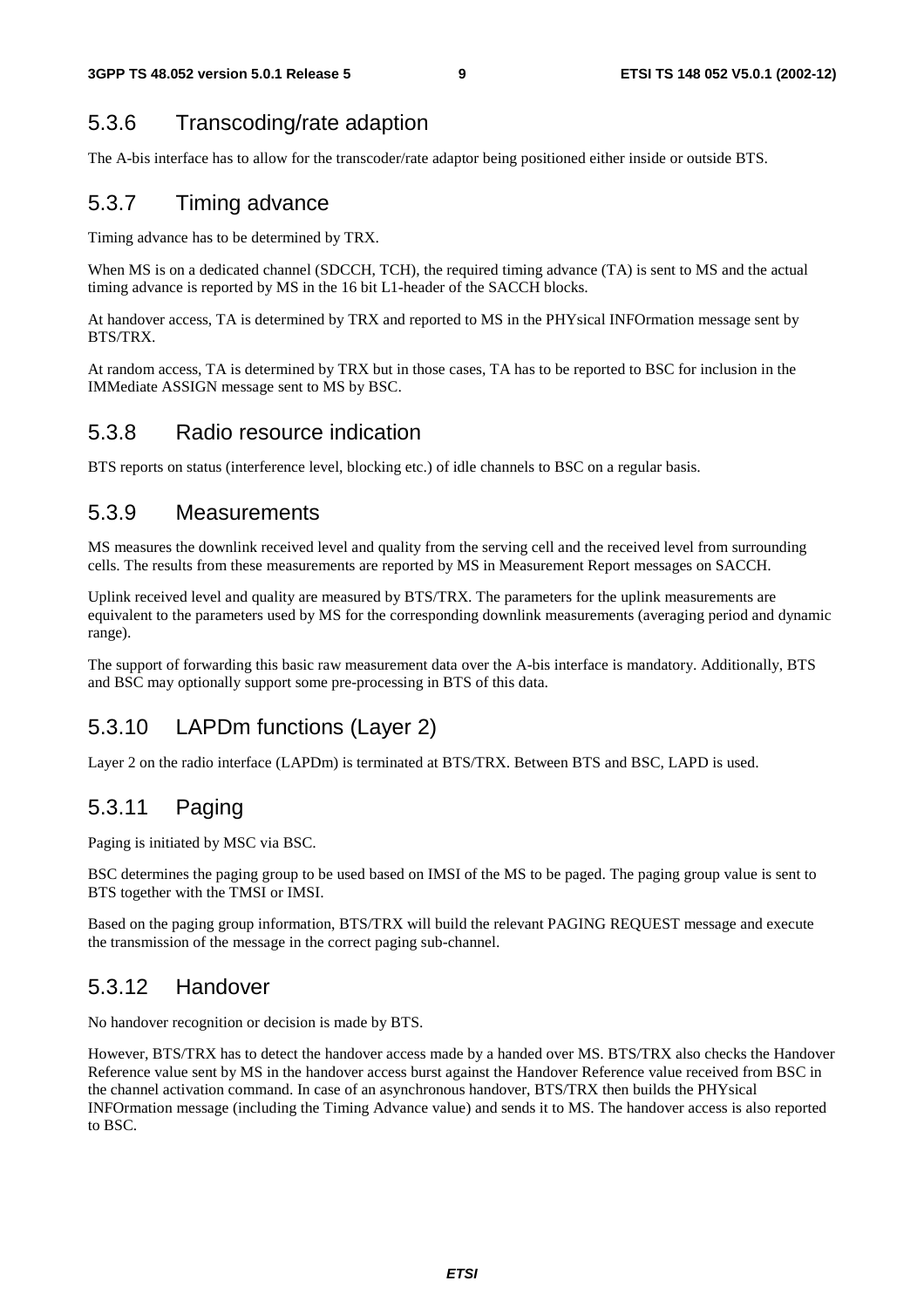### 5.3.6 Transcoding/rate adaption

The A-bis interface has to allow for the transcoder/rate adaptor being positioned either inside or outside BTS.

### 5.3.7 Timing advance

Timing advance has to be determined by TRX.

When MS is on a dedicated channel (SDCCH, TCH), the required timing advance (TA) is sent to MS and the actual timing advance is reported by MS in the 16 bit L1-header of the SACCH blocks.

At handover access, TA is determined by TRX and reported to MS in the PHYsical INFOrmation message sent by BTS/TRX.

At random access, TA is determined by TRX but in those cases, TA has to be reported to BSC for inclusion in the IMMediate ASSIGN message sent to MS by BSC.

### 5.3.8 Radio resource indication

BTS reports on status (interference level, blocking etc.) of idle channels to BSC on a regular basis.

### 5.3.9 Measurements

MS measures the downlink received level and quality from the serving cell and the received level from surrounding cells. The results from these measurements are reported by MS in Measurement Report messages on SACCH.

Uplink received level and quality are measured by BTS/TRX. The parameters for the uplink measurements are equivalent to the parameters used by MS for the corresponding downlink measurements (averaging period and dynamic range).

The support of forwarding this basic raw measurement data over the A-bis interface is mandatory. Additionally, BTS and BSC may optionally support some pre-processing in BTS of this data.

### 5.3.10 LAPDm functions (Layer 2)

Layer 2 on the radio interface (LAPDm) is terminated at BTS/TRX. Between BTS and BSC, LAPD is used.

### 5.3.11 Paging

Paging is initiated by MSC via BSC.

BSC determines the paging group to be used based on IMSI of the MS to be paged. The paging group value is sent to BTS together with the TMSI or IMSI.

Based on the paging group information, BTS/TRX will build the relevant PAGING REQUEST message and execute the transmission of the message in the correct paging sub-channel.

### 5.3.12 Handover

No handover recognition or decision is made by BTS.

However, BTS/TRX has to detect the handover access made by a handed over MS. BTS/TRX also checks the Handover Reference value sent by MS in the handover access burst against the Handover Reference value received from BSC in the channel activation command. In case of an asynchronous handover, BTS/TRX then builds the PHYsical INFOrmation message (including the Timing Advance value) and sends it to MS. The handover access is also reported to BSC.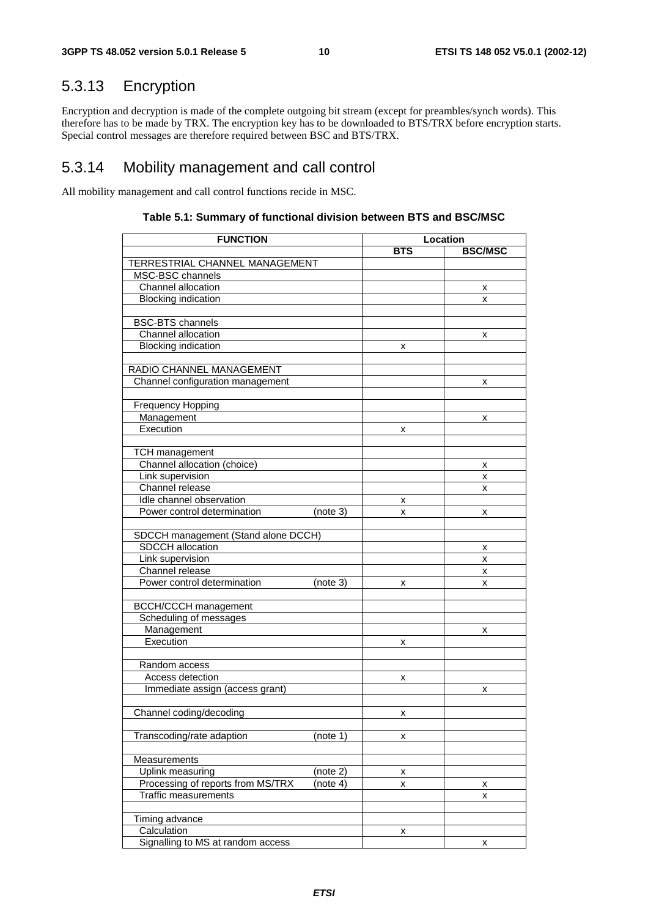## 5.3.13 Encryption

Encryption and decryption is made of the complete outgoing bit stream (except for preambles/synch words). This therefore has to be made by TRX. The encryption key has to be downloaded to BTS/TRX before encryption starts. Special control messages are therefore required between BSC and BTS/TRX.

## 5.3.14 Mobility management and call control

All mobility management and call control functions recide in MSC.

**Table 5.1: Summary of functional division between BTS and BSC/MSC**

| FUNCTION | Location | |
|---|---|---|
| | **BTS** | **BSC/MSC** |
| TERRESTRIAL CHANNEL MANAGEMENT | | |
| MSC-BSC channels | | |
| Channel allocation | | x |
| Blocking indication | | x |
| | | |
| BSC-BTS channels | | |
| Channel allocation | | x |
| Blocking indication | x | |
| | | |
| RADIO CHANNEL MANAGEMENT | | |
| Channel configuration management | | x |
| | | |
| Frequency Hopping | | |
| Management | | x |
| Execution | x | |
| | | |
| TCH management | | |
| Channel allocation (choice) | | x |
| Link supervision | | x |
| Channel release | | x |
| Idle channel observation | x | |
| Power control determination (note 3) | x | x |
| | | |
| SDCCH management (Stand alone DCCH) | | |
| SDCCH allocation | | x |
| Link supervision | | x |
| Channel release | | x |
| Power control determination (note 3) | x | x |
| | | |
| BCCH/CCCH management | | |
| Scheduling of messages | | |
| Management | | x |
| Execution | x | |
| | | |
| Random access | | |
| Access detection | x | |
| Immediate assign (access grant) | | x |
| | | |
| Channel coding/decoding | x | |
| | | |
| Transcoding/rate adaption (note 1) | x | |
| | | |
| Measurements | | |
| Uplink measuring (note 2) | x | |
| Processing of reports from MS/TRX (note 4) | x | x |
| Traffic measurements | | x |
| | | |
| Timing advance | | |
| Calculation | x | |
| Signalling to MS at random access | | x |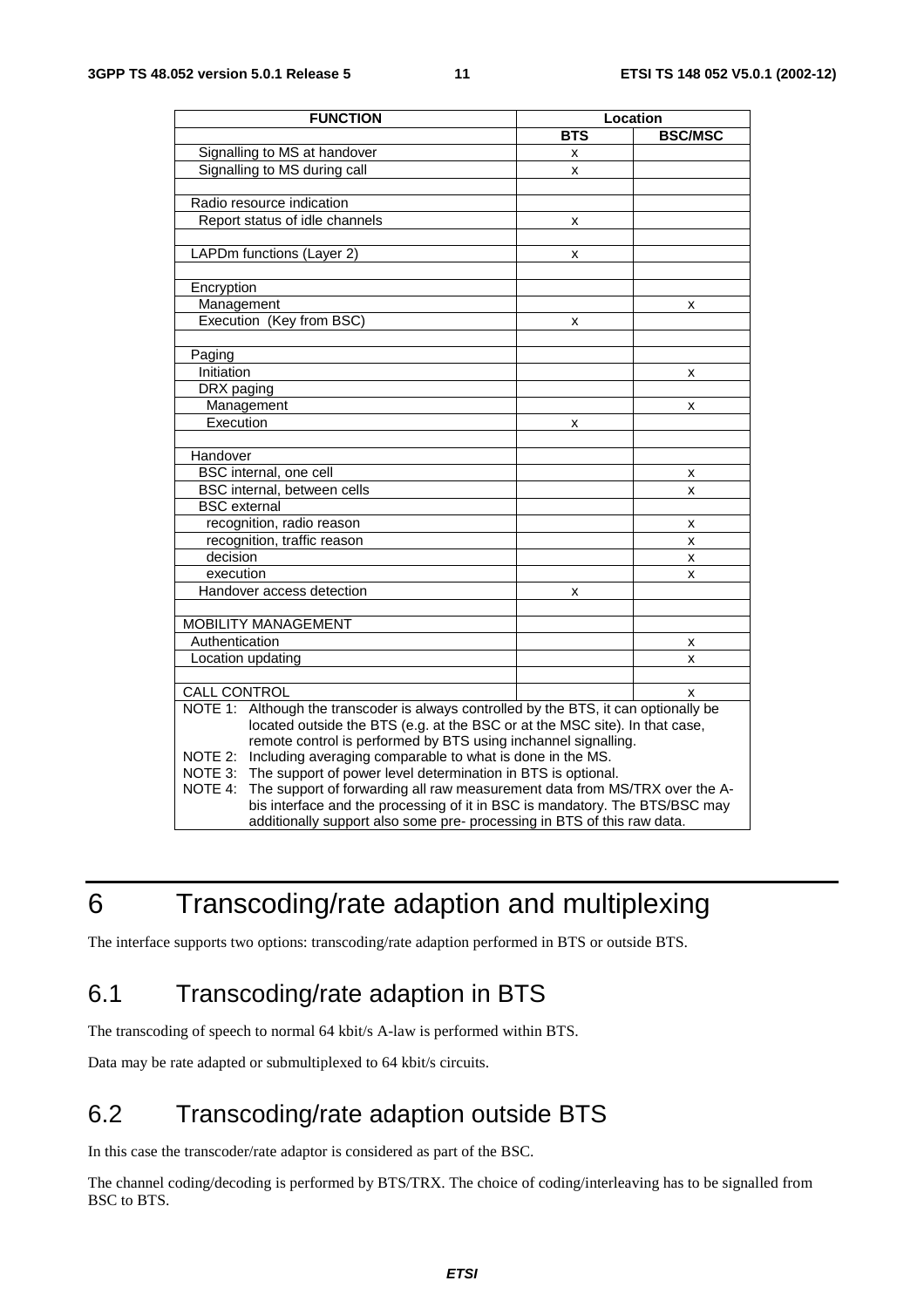| FUNCTION | Location | |
|---|---|---|
| | BTS | BSC/MSC |
| Signalling to MS at handover | x | |
| Signalling to MS during call | x | |
| | | |
| Radio resource indication | | |
| Report status of idle channels | x | |
| | | |
| LAPDm functions (Layer 2) | x | |
| | | |
| Encryption | | |
| Management | | x |
| Execution (Key from BSC) | x | |
| | | |
| Paging | | |
| Initiation | | x |
| DRX paging | | |
| Management | | x |
| Execution | x | |
| | | |
| Handover | | |
| BSC internal, one cell | | x |
| BSC internal, between cells | | x |
| BSC external | | |
| recognition, radio reason | | x |
| recognition, traffic reason | | x |
| decision | | x |
| execution | | x |
| Handover access detection | x | |
| | | |
| MOBILITY MANAGEMENT | | |
| Authentication | | x |
| Location updating | | x |
| | | |
| CALL CONTROL | | x |
| NOTE 1: Although the transcoder is always controlled by the BTS, it can optionally be located outside the BTS (e.g. at the BSC or at the MSC site). In that case, remote control is performed by BTS using inchannel signalling. NOTE 2: Including averaging comparable to what is done in the MS. NOTE 3: The support of power level determination in BTS is optional. NOTE 4: The support of forwarding all raw measurement data from MS/TRX over the A-bis interface and the processing of it in BSC is mandatory. The BTS/BSC may additionally support also some pre- processing in BTS of this raw data. | | |

# 6 Transcoding/rate adaption and multiplexing

The interface supports two options: transcoding/rate adaption performed in BTS or outside BTS.

## 6.1 Transcoding/rate adaption in BTS

The transcoding of speech to normal 64 kbit/s A-law is performed within BTS.

Data may be rate adapted or submultiplexed to 64 kbit/s circuits.

## 6.2 Transcoding/rate adaption outside BTS

In this case the transcoder/rate adaptor is considered as part of the BSC.

The channel coding/decoding is performed by BTS/TRX. The choice of coding/interleaving has to be signalled from BSC to BTS.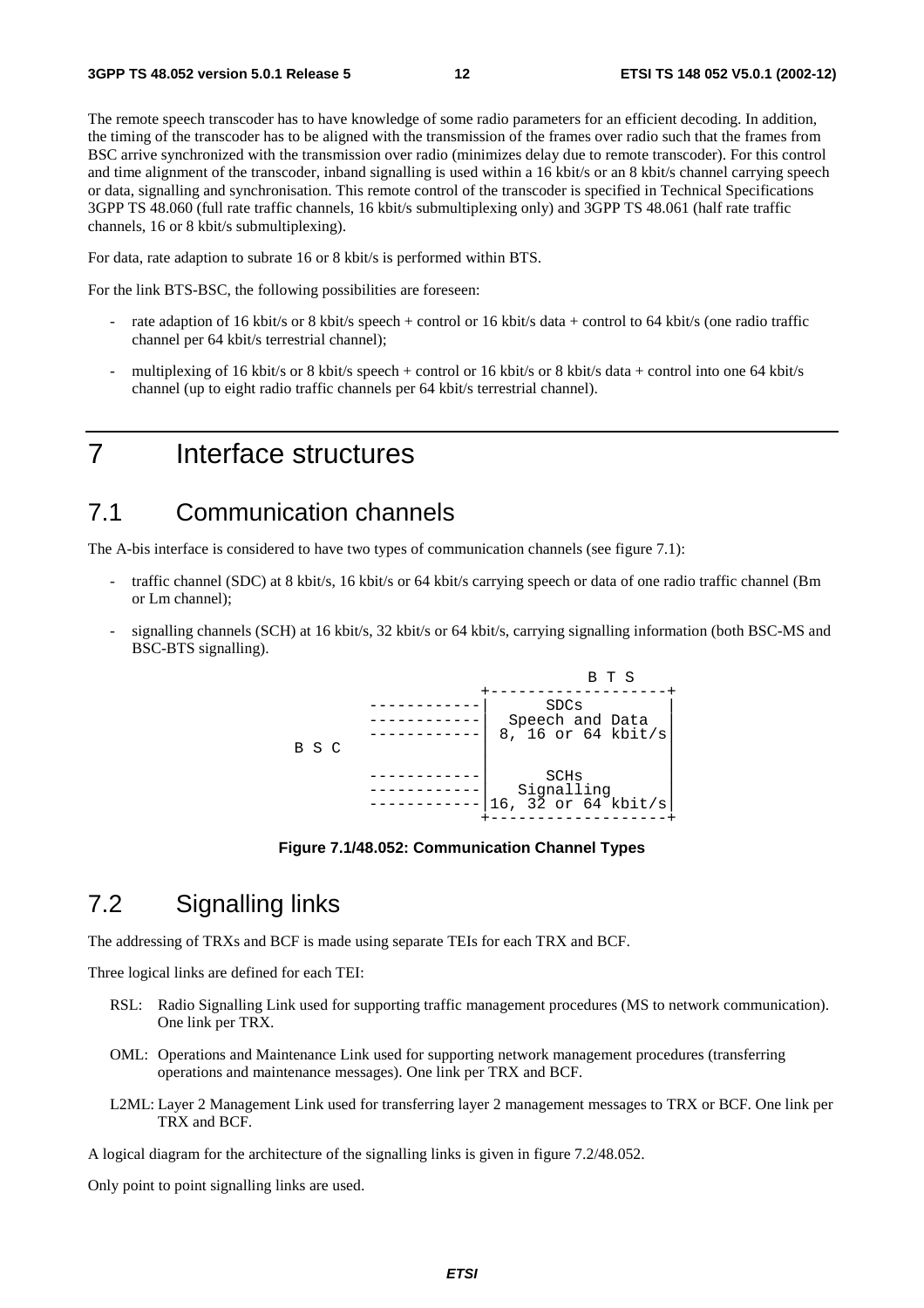The remote speech transcoder has to have knowledge of some radio parameters for an efficient decoding. In addition, the timing of the transcoder has to be aligned with the transmission of the frames over radio such that the frames from BSC arrive synchronized with the transmission over radio (minimizes delay due to remote transcoder). For this control and time alignment of the transcoder, inband signalling is used within a 16 kbit/s or an 8 kbit/s channel carrying speech or data, signalling and synchronisation. This remote control of the transcoder is specified in Technical Specifications 3GPP TS 48.060 (full rate traffic channels, 16 kbit/s submultiplexing only) and 3GPP TS 48.061 (half rate traffic channels, 16 or 8 kbit/s submultiplexing).

For data, rate adaption to subrate 16 or 8 kbit/s is performed within BTS.

For the link BTS-BSC, the following possibilities are foreseen:

- rate adaption of 16 kbit/s or 8 kbit/s speech + control or 16 kbit/s data + control to 64 kbit/s (one radio traffic channel per 64 kbit/s terrestrial channel);
- multiplexing of 16 kbit/s or 8 kbit/s speech + control or 16 kbit/s or 8 kbit/s data + control into one 64 kbit/s channel (up to eight radio traffic channels per 64 kbit/s terrestrial channel).

# 7 Interface structures

## 7.1 Communication channels

The A-bis interface is considered to have two types of communication channels (see figure 7.1):

- traffic channel (SDC) at 8 kbit/s, 16 kbit/s or 64 kbit/s carrying speech or data of one radio traffic channel (Bm or Lm channel);
- signalling channels (SCH) at 16 kbit/s, 32 kbit/s or 64 kbit/s, carrying signalling information (both BSC-MS and BSC-BTS signalling).

```
                                 B T S
                          +-------------------+
          ------------|       SDCs         |
          ------------|  Speech and Data   |
          ------------|  8, 16 or 64 kbit/s|
B S C                 |                    |
                      |                    |
          ------------|       SCHs         |
          ------------|    Signalling      |
          ------------|16, 32 or 64 kbit/s |
                          +-------------------+
```

**Figure 7.1/48.052: Communication Channel Types**

## 7.2 Signalling links

The addressing of TRXs and BCF is made using separate TEIs for each TRX and BCF.

Three logical links are defined for each TEI:

- RSL: Radio Signalling Link used for supporting traffic management procedures (MS to network communication). One link per TRX.
- OML: Operations and Maintenance Link used for supporting network management procedures (transferring operations and maintenance messages). One link per TRX and BCF.
- L2ML: Layer 2 Management Link used for transferring layer 2 management messages to TRX or BCF. One link per TRX and BCF.

A logical diagram for the architecture of the signalling links is given in figure 7.2/48.052.

Only point to point signalling links are used.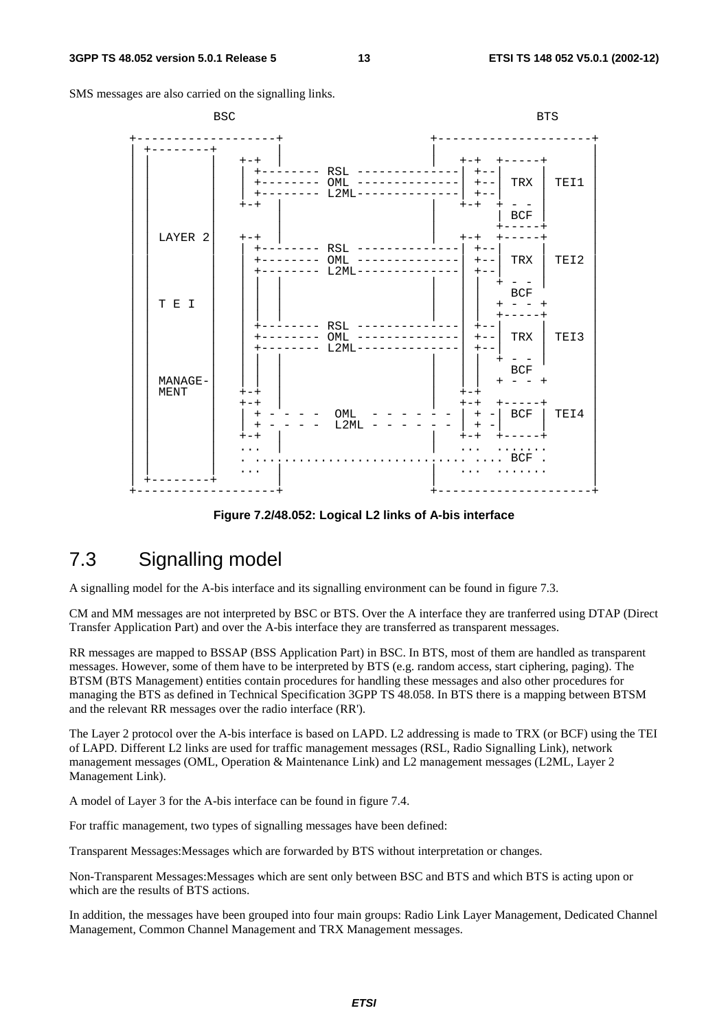SMS messages are also carried on the signalling links.

```
                BSC                                                   BTS

  +-------------------+                     +---------------------+
  | +--------+        |                     |                     |
  | |        |   +-+  |                     |  +-+  +-----+       |
  | |        |   | +-------- RSL --------------| +--|     |       |
  | |        |   | +-------- OML --------------| +--| TRX | TEI1  |
  | |        |   | +-------- L2ML--------------| +--|     |       |
  | |        |   +-+  |                     |  +-+  + - -       |
  | |        |        |                     |       | BCF |       |
  | |        |        |                     |       +-----+       |
  | | LAYER 2|   +-+  |                     |  +-+  +-----+       |
  | |        |   | +-------- RSL --------------| +--|     |       |
  | |        |   | +-------- OML -------------- | +--| TRX | TEI2  |
  | |        |   | +-------- L2ML-------------- | +--|     |       |
  | |        |   | | |  |                   | |  |   + - -  |       |
  | |        |   | | |  |                   | |  |    BCF   |       |
  | | T E I  |   | | |  |                   | |  |   + - - +       |
  | |        |   | | |  |                   | |  |   +-----+       |
  | |        |   | +-------- RSL -------------- | +--|     |       |
  | |        |   | +-------- OML -------------- | +--| TRX | TEI3  |
  | |        |   | +-------- L2ML-------------- | +--|     |       |
  | |        |   | | |  |                   | |  |   + - -  |       |
  | |        |   | | |  |                   | |  |    BCF   |       |
  | | MANAGE-|   | | |  |                   | |  |   + - - +       |
  | | MENT   |   +-+  |                     |  +-+                |
  | |        |   +-+  |                     |  +-+  +-----+       |
  | |        |   | + - - - -  OML  - - - - - - | + -| BCF | TEI4  |
  | |        |   | + - - - -  L2ML - - - - - - | + -|     |       |
  | |        |   +-+  |                     |  +-+  +-----+       |
  | |        |   ...  |                     |  ...  .......       |
  | |        |   . ............................ .... BCF .       |
  | |        |   ...  |                     |  ...  .......       |
  | +--------+        |                     |                     |
  +-------------------+                     +---------------------+
```

**Figure 7.2/48.052: Logical L2 links of A-bis interface**

# 7.3 Signalling model

A signalling model for the A-bis interface and its signalling environment can be found in figure 7.3.

CM and MM messages are not interpreted by BSC or BTS. Over the A interface they are tranferred using DTAP (Direct Transfer Application Part) and over the A-bis interface they are transferred as transparent messages.

RR messages are mapped to BSSAP (BSS Application Part) in BSC. In BTS, most of them are handled as transparent messages. However, some of them have to be interpreted by BTS (e.g. random access, start ciphering, paging). The BTSM (BTS Management) entities contain procedures for handling these messages and also other procedures for managing the BTS as defined in Technical Specification 3GPP TS 48.058. In BTS there is a mapping between BTSM and the relevant RR messages over the radio interface (RR').

The Layer 2 protocol over the A-bis interface is based on LAPD. L2 addressing is made to TRX (or BCF) using the TEI of LAPD. Different L2 links are used for traffic management messages (RSL, Radio Signalling Link), network management messages (OML, Operation & Maintenance Link) and L2 management messages (L2ML, Layer 2 Management Link).

A model of Layer 3 for the A-bis interface can be found in figure 7.4.

For traffic management, two types of signalling messages have been defined:

Transparent Messages:Messages which are forwarded by BTS without interpretation or changes.

Non-Transparent Messages:Messages which are sent only between BSC and BTS and which BTS is acting upon or which are the results of BTS actions.

In addition, the messages have been grouped into four main groups: Radio Link Layer Management, Dedicated Channel Management, Common Channel Management and TRX Management messages.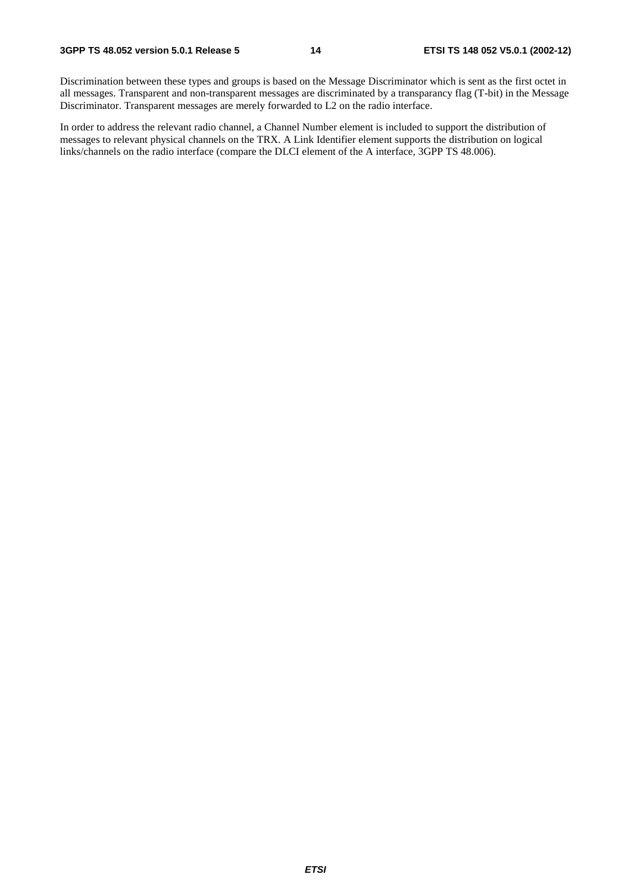Discrimination between these types and groups is based on the Message Discriminator which is sent as the first octet in all messages. Transparent and non-transparent messages are discriminated by a transparancy flag (T-bit) in the Message Discriminator. Transparent messages are merely forwarded to L2 on the radio interface.

In order to address the relevant radio channel, a Channel Number element is included to support the distribution of messages to relevant physical channels on the TRX. A Link Identifier element supports the distribution on logical links/channels on the radio interface (compare the DLCI element of the A interface, 3GPP TS 48.006).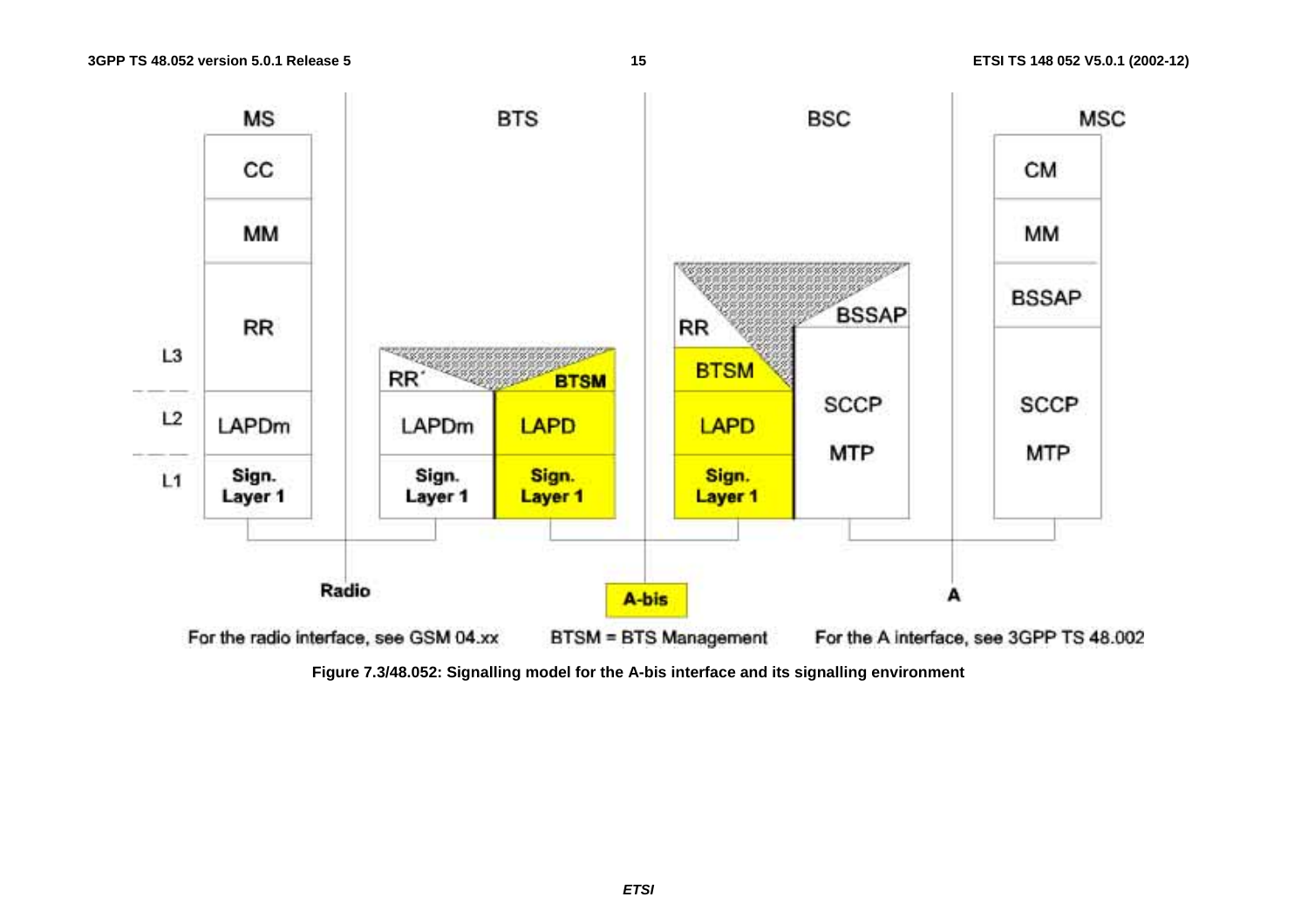| | MS | BTS | | BSC | | MSC |
|---|---|---|---|---|---|---|
| L3 | CC | | | | | CM |
| | MM | | | | | MM |
| | RR | RR' | BTSM | RR / BTSM | BSSAP | BSSAP |
| L2 | LAPDm | LAPDm | LAPD | LAPD | SCCP / MTP | SCCP / MTP |
| L1 | Sign. Layer 1 | Sign. Layer 1 | Sign. Layer 1 | Sign. Layer 1 | | |

Radio — A-bis — A

For the radio interface, see GSM 04.xx  BTSM = BTS Management  For the A interface, see 3GPP TS 48.002

**Figure 7.3/48.052: Signalling model for the A-bis interface and its signalling environment**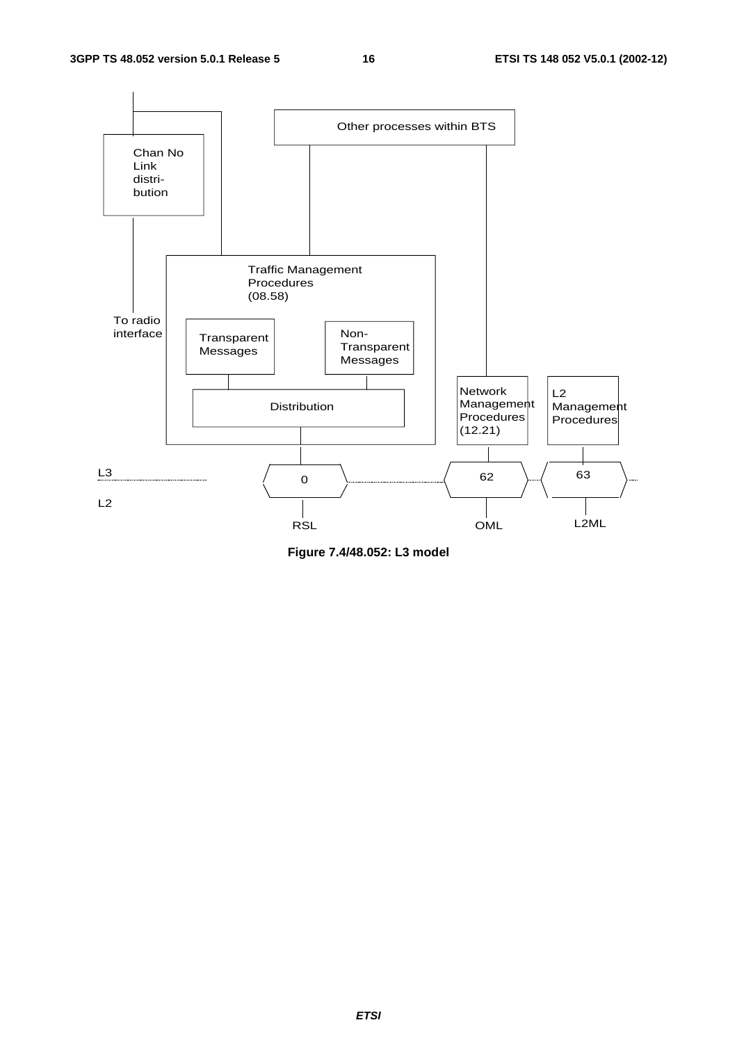**Figure 7.4/48.052: L3 model**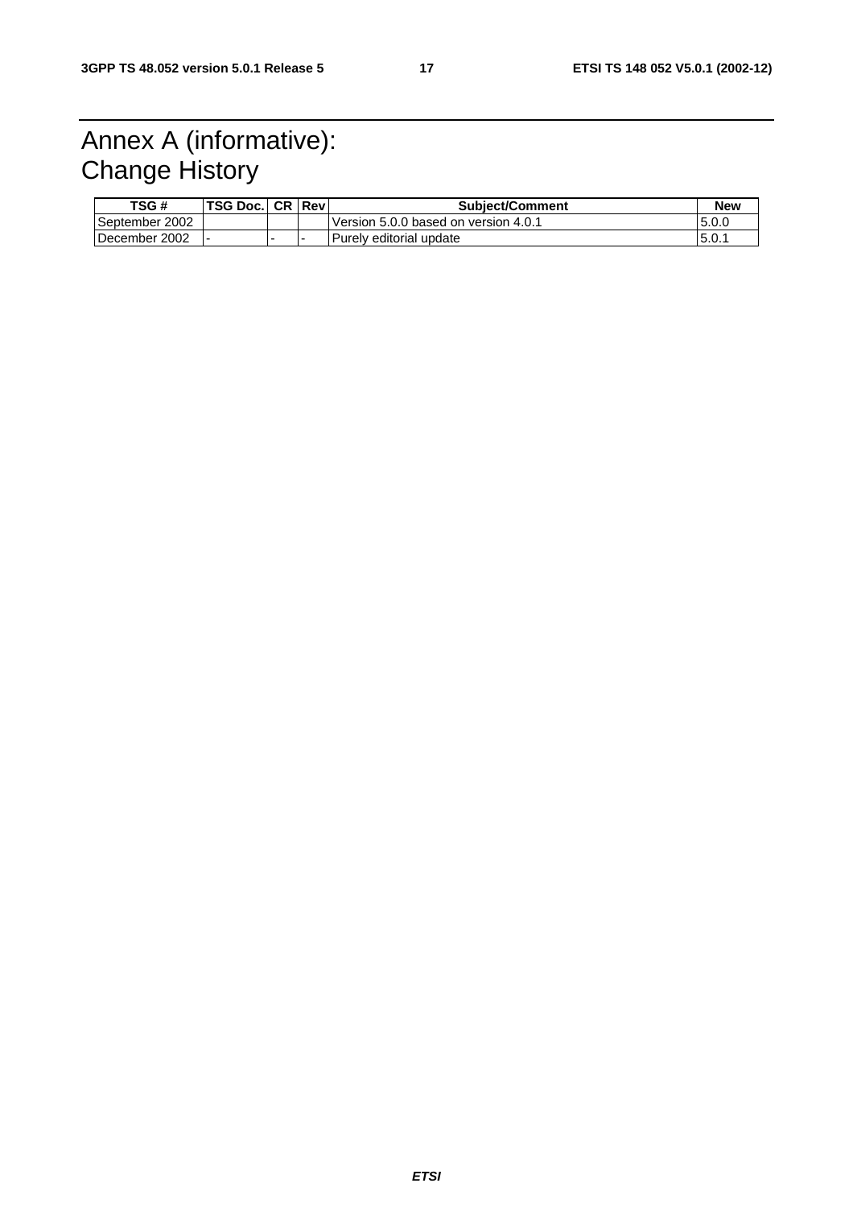# Annex A (informative): Change History

| TSG # | TSG Doc. | CR | Rev | Subject/Comment | New |
|---|---|---|---|---|---|
| September 2002 | | | | Version 5.0.0 based on version 4.0.1 | 5.0.0 |
| December 2002 | - | - | - | Purely editorial update | 5.0.1 |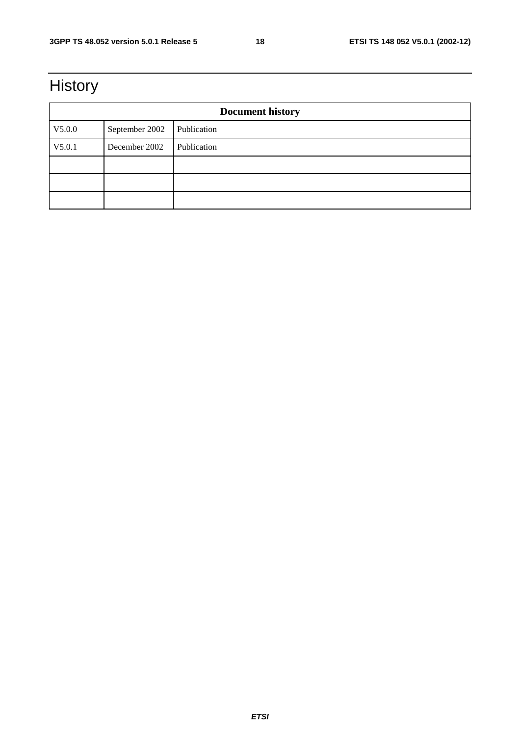# History

| Document history | | |
|---|---|---|
| V5.0.0 | September 2002 | Publication |
| V5.0.1 | December 2002 | Publication |
| | | |
| | | |
| | | |